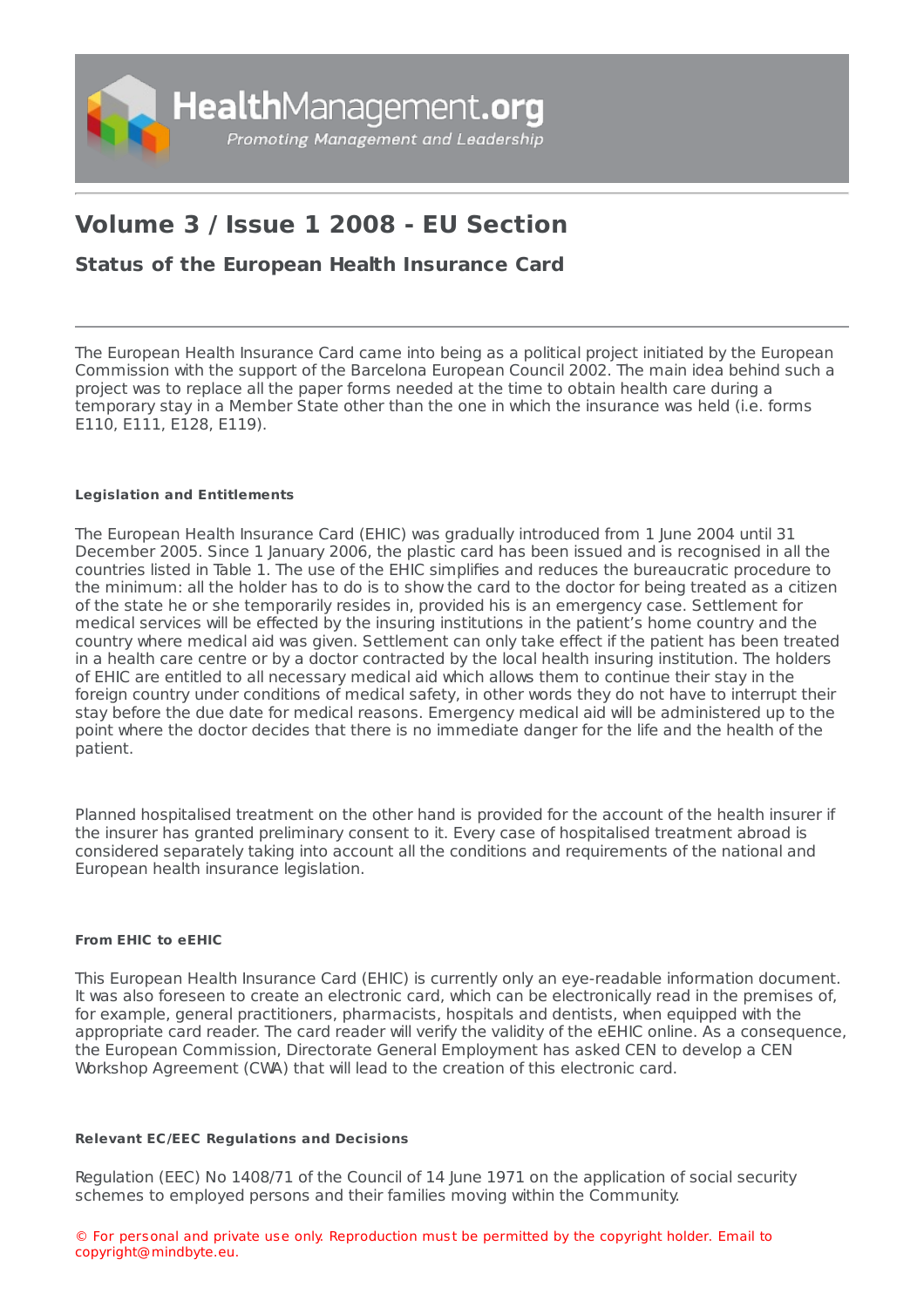# Volume 3 / Issue 1 2008 - EU Section

## Status of the European Health Insurance Card

The European Health Insurance Card came into being as a political project initiated by the European Commission with the support of the Barcelona European Council 2002. The main idea behind such a project was to replace all the paper forms needed at the time to obtain health care during a temporary stay in a Member State other than the one in which the insurance was held (i.e. forms E110, E111, E128, E119).

#### Legislation and Entitlements

The European Health Insurance Card (EHIC) was gradually introduced from 1 June 2004 until 31 December 2005. Since 1 January 2006, the plastic card has been issued and is recognised in all the countries listed in Table 1. The use of the EHIC simplifies and reduces the bureaucratic procedure to the minimum: all the holder has to do is to show the card to the doctor for being treated as a citizen of the state he or she temporarily resides in, provided his is an emergency case. Settlement for medical services will be effected by the insuring institutions in the patient's home country and the country where medical aid was given. Settlement can only take effect if the patient has been treated in a health care centre or by a doctor contracted by the local health insuring institution. The holders of EHIC are entitled to all necessary medical aid which allows them to continue their stay in the foreign country under conditions of medical safety, in other words they do not have to interrupt their stay before the due date for medical reasons. Emergency medical aid will be administered up to the point where the doctor decides that there is no immediate danger for the life and the health of the patient.

Planned hospitalised treatment on the other hand is provided for the account of the health insurer if the insurer has granted preliminary consent to it. Every case of hospitalised treatment abroad is considered separately taking into account all the conditions and requirements of the national and European health insurance legislation.

#### From EHIC to eEHIC

This European Health Insurance Card (EHIC) is currently only an eye-readable information document. It was also foreseen to create an electronic card, which can be electronically read in the premises of, for example, general practitioners, pharmacists, hospitals and dentists, when equipped with the appropriate card reader. The card reader will verify the validity of the eEHIC online. As a consequence, the European Commission, Directorate General Employment has asked CEN to develop a CEN Workshop Agreement (CWA) that will lead to the creation of this electronic card.

#### Relevant EC/EEC Regulations and Decisions

Regulation (EEC) No 1408/71 of the Council of 14 June 1971 on the application of social security schemes to employed persons and their families moving within the Community.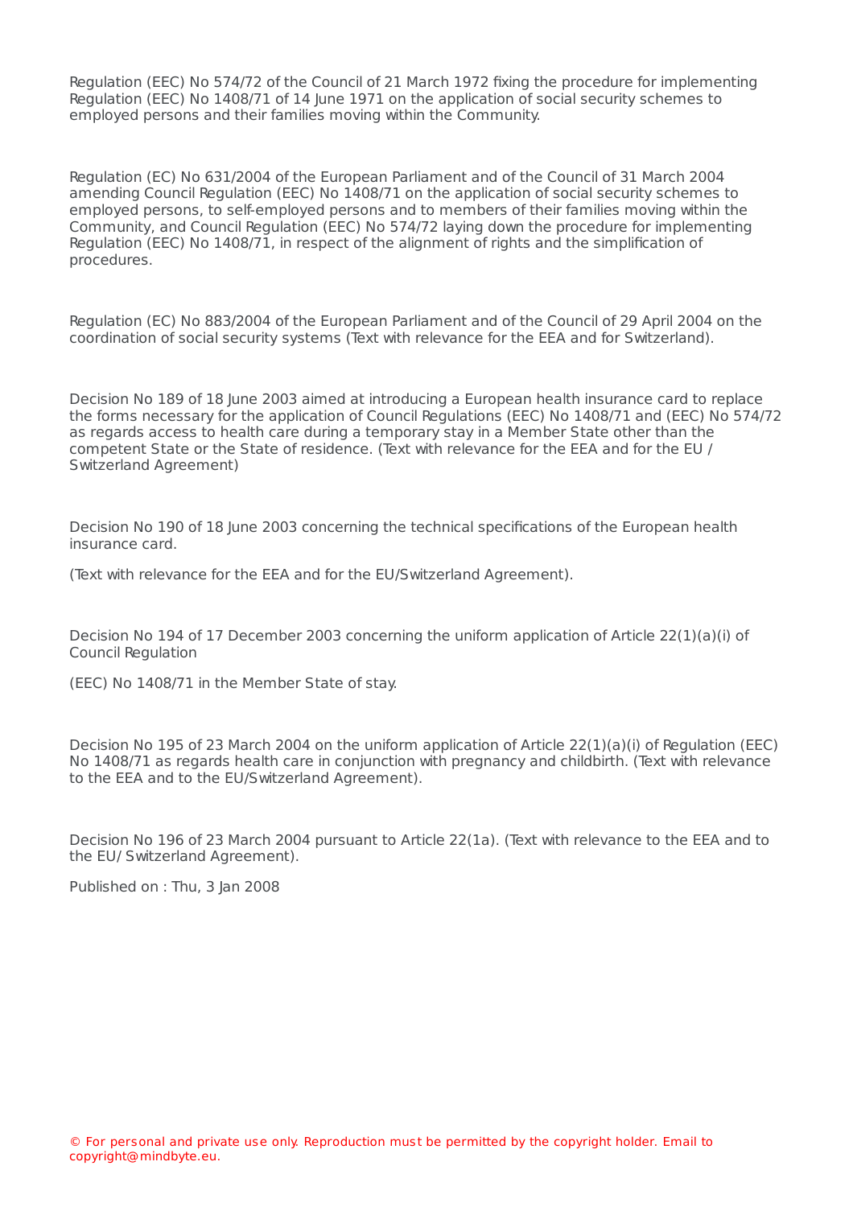Regulation (EEC) No 574/72 of the Council of 21 March 1972 fixing the procedure for implementing Regulation (EEC) No 1408/71 of 14 June 1971 on the application of social security schemes to employed persons and their families moving within the Community.

Regulation (EC) No 631/2004 of the European Parliament and of the Council of 31 March 2004 amending Council Regulation (EEC) No 1408/71 on the application of social security schemes to employed persons, to self-employed persons and to members of their families moving within the Community, and Council Regulation (EEC) No 574/72 laying down the procedure for implementing Regulation (EEC) No 1408/71, in respect of the alignment of rights and the simplification of procedures.

Regulation (EC) No 883/2004 of the European Parliament and of the Council of 29 April 2004 on the coordination of social security systems (Text with relevance for the EEA and for Switzerland).

Decision No 189 of 18 June 2003 aimed at introducing a European health insurance card to replace the forms necessary for the application of Council Regulations (EEC) No 1408/71 and (EEC) No 574/72 as regards access to health care during a temporary stay in a Member State other than the competent State or the State of residence. (Text with relevance for the EEA and for the EU / Switzerland Agreement)

Decision No 190 of 18 June 2003 concerning the technical specifications of the European health insurance card.

(Text with relevance for the EEA and for the EU/Switzerland Agreement).

Decision No 194 of 17 December 2003 concerning the uniform application of Article 22(1)(a)(i) of Council Regulation

(EEC) No 1408/71 in the Member State of stay.

Decision No 195 of 23 March 2004 on the uniform application of Article 22(1)(a)(i) of Regulation (EEC) No 1408/71 as regards health care in conjunction with pregnancy and childbirth. (Text with relevance to the EEA and to the EU/Switzerland Agreement).

Decision No 196 of 23 March 2004 pursuant to Article 22(1a). (Text with relevance to the EEA and to the EU/ Switzerland Agreement).

Published on : Thu, 3 Jan 2008

© For personal and private use only. Reproduction must be permitted by the copyright holder. Email to copyright@mindbyte.eu.